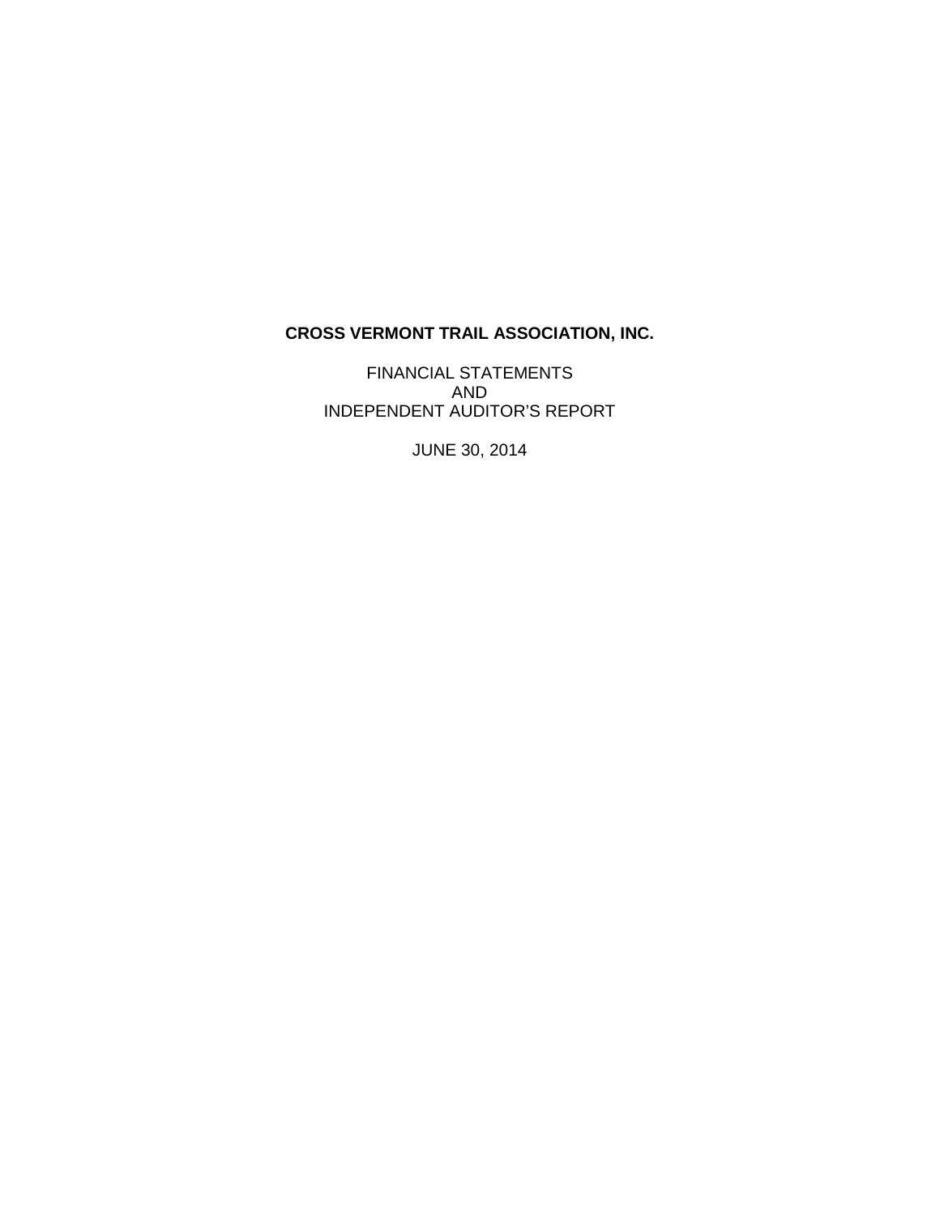# CROSS VERMONT TRAIL ASSOCIATION, INC.

FINANCIAL STATEMENTS
AND
INDEPENDENT AUDITOR'S REPORT

JUNE 30, 2014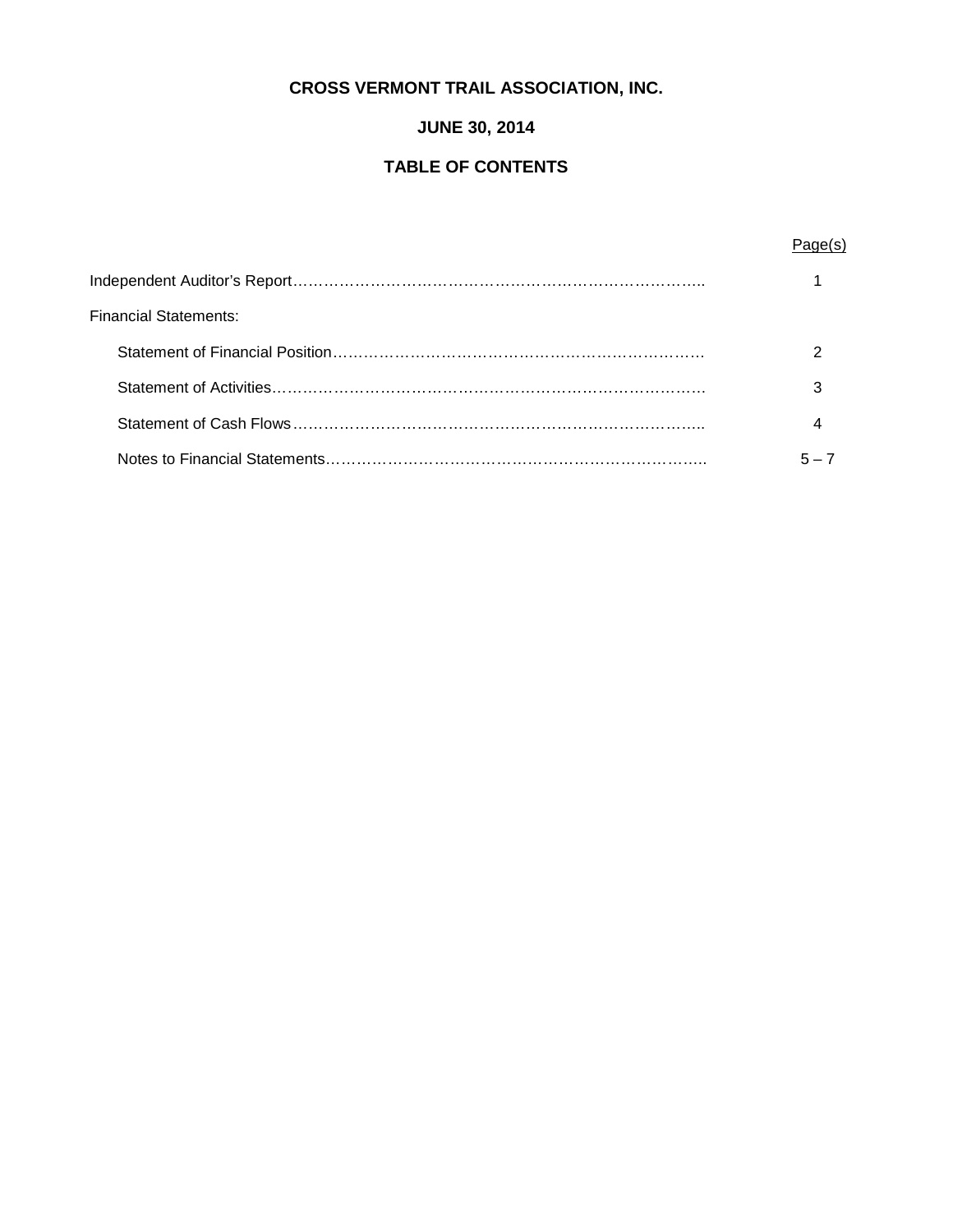# CROSS VERMONT TRAIL ASSOCIATION, INC.

## JUNE 30, 2014

## TABLE OF CONTENTS

| | Page(s) |
|---|---|
| Independent Auditor's Report | 1 |
| Financial Statements: | |
| Statement of Financial Position | 2 |
| Statement of Activities | 3 |
| Statement of Cash Flows | 4 |
| Notes to Financial Statements | 5 – 7 |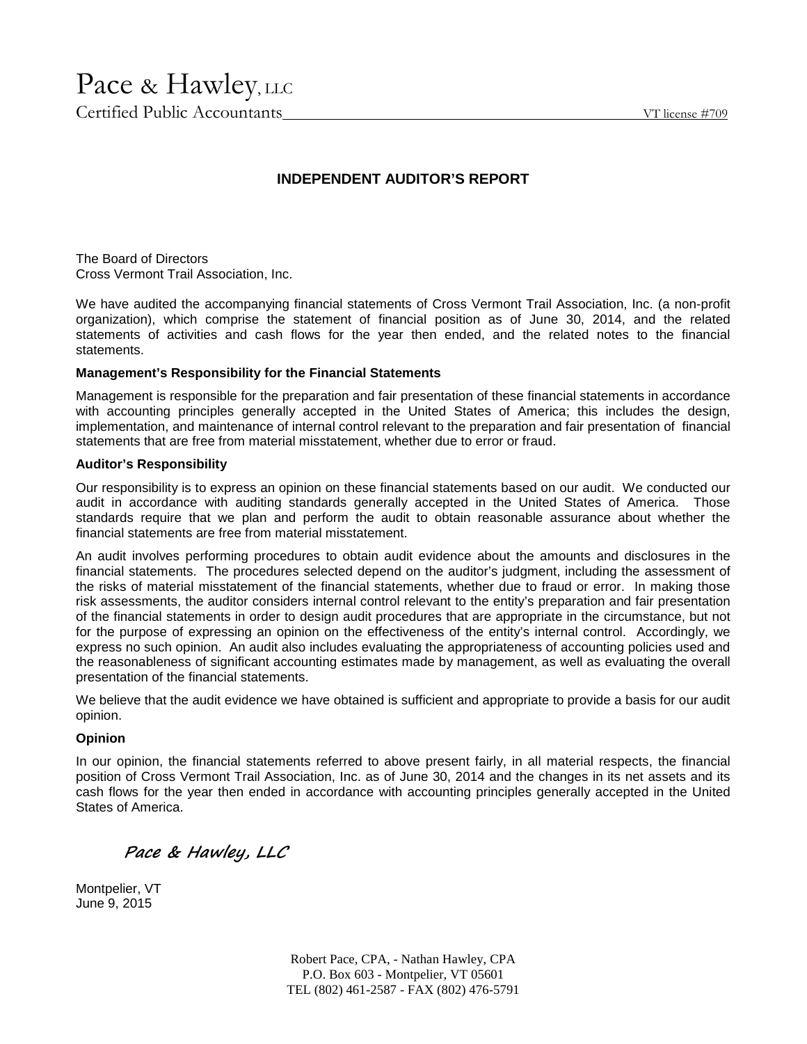Pace & Hawley, LLC
Certified Public Accountants VT license #709

# INDEPENDENT AUDITOR'S REPORT

The Board of Directors
Cross Vermont Trail Association, Inc.

We have audited the accompanying financial statements of Cross Vermont Trail Association, Inc. (a non-profit organization), which comprise the statement of financial position as of June 30, 2014, and the related statements of activities and cash flows for the year then ended, and the related notes to the financial statements.

**Management's Responsibility for the Financial Statements**

Management is responsible for the preparation and fair presentation of these financial statements in accordance with accounting principles generally accepted in the United States of America; this includes the design, implementation, and maintenance of internal control relevant to the preparation and fair presentation of financial statements that are free from material misstatement, whether due to error or fraud.

**Auditor's Responsibility**

Our responsibility is to express an opinion on these financial statements based on our audit. We conducted our audit in accordance with auditing standards generally accepted in the United States of America. Those standards require that we plan and perform the audit to obtain reasonable assurance about whether the financial statements are free from material misstatement.

An audit involves performing procedures to obtain audit evidence about the amounts and disclosures in the financial statements. The procedures selected depend on the auditor's judgment, including the assessment of the risks of material misstatement of the financial statements, whether due to fraud or error. In making those risk assessments, the auditor considers internal control relevant to the entity's preparation and fair presentation of the financial statements in order to design audit procedures that are appropriate in the circumstance, but not for the purpose of expressing an opinion on the effectiveness of the entity's internal control. Accordingly, we express no such opinion. An audit also includes evaluating the appropriateness of accounting policies used and the reasonableness of significant accounting estimates made by management, as well as evaluating the overall presentation of the financial statements.

We believe that the audit evidence we have obtained is sufficient and appropriate to provide a basis for our audit opinion.

**Opinion**

In our opinion, the financial statements referred to above present fairly, in all material respects, the financial position of Cross Vermont Trail Association, Inc. as of June 30, 2014 and the changes in its net assets and its cash flows for the year then ended in accordance with accounting principles generally accepted in the United States of America.

*Pace & Hawley, LLC*

Montpelier, VT
June 9, 2015

Robert Pace, CPA, - Nathan Hawley, CPA
P.O. Box 603 - Montpelier, VT 05601
TEL (802) 461-2587 - FAX (802) 476-5791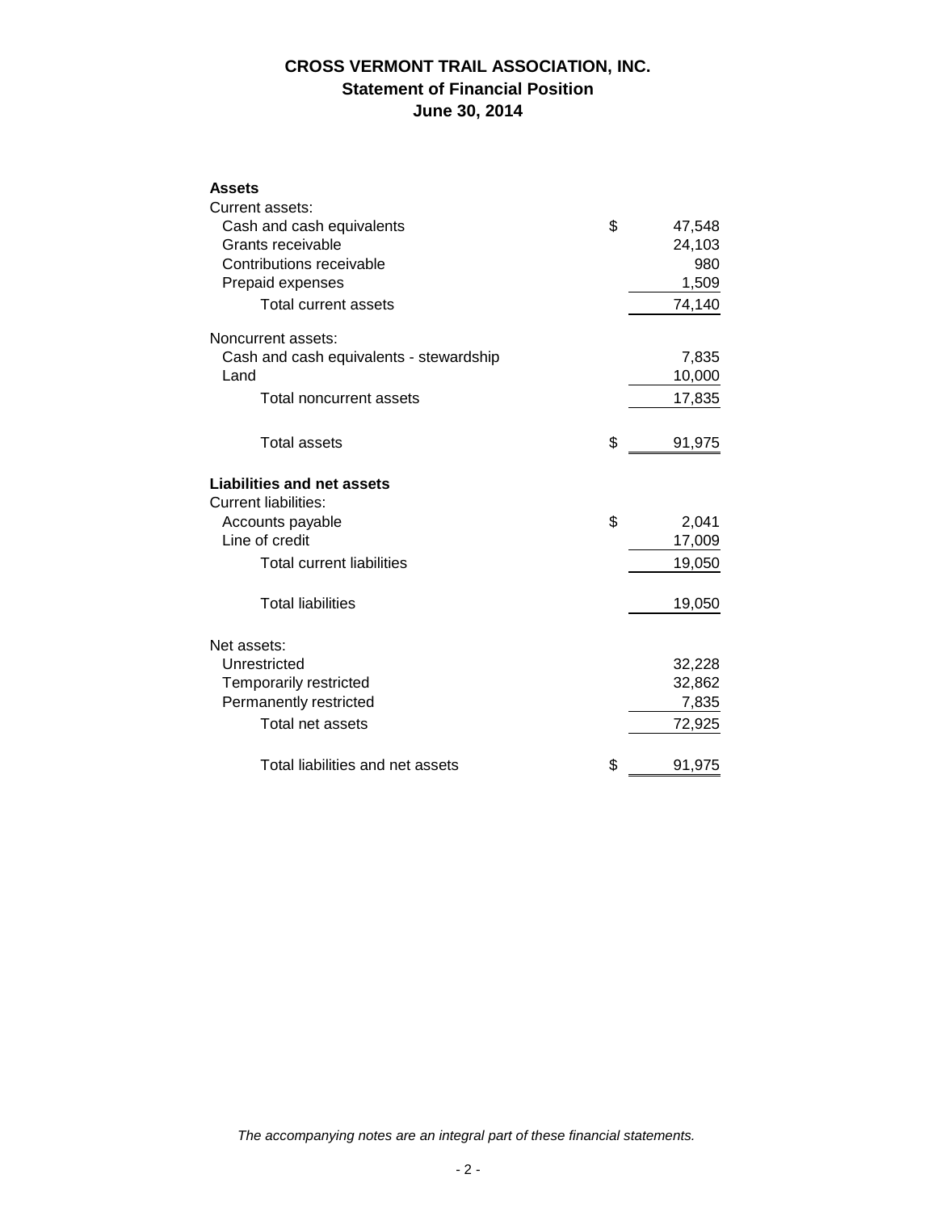# CROSS VERMONT TRAIL ASSOCIATION, INC.
## Statement of Financial Position
## June 30, 2014

| | | |
|---|---|---|
| **Assets** | | |
| Current assets: | | |
| Cash and cash equivalents | $ | 47,548 |
| Grants receivable | | 24,103 |
| Contributions receivable | | 980 |
| Prepaid expenses | | 1,509 |
| Total current assets | | 74,140 |
| Noncurrent assets: | | |
| Cash and cash equivalents - stewardship | | 7,835 |
| Land | | 10,000 |
| Total noncurrent assets | | 17,835 |
| Total assets | $ | 91,975 |
| **Liabilities and net assets** | | |
| Current liabilities: | | |
| Accounts payable | $ | 2,041 |
| Line of credit | | 17,009 |
| Total current liabilities | | 19,050 |
| Total liabilities | | 19,050 |
| Net assets: | | |
| Unrestricted | | 32,228 |
| Temporarily restricted | | 32,862 |
| Permanently restricted | | 7,835 |
| Total net assets | | 72,925 |
| Total liabilities and net assets | $ | 91,975 |

*The accompanying notes are an integral part of these financial statements.*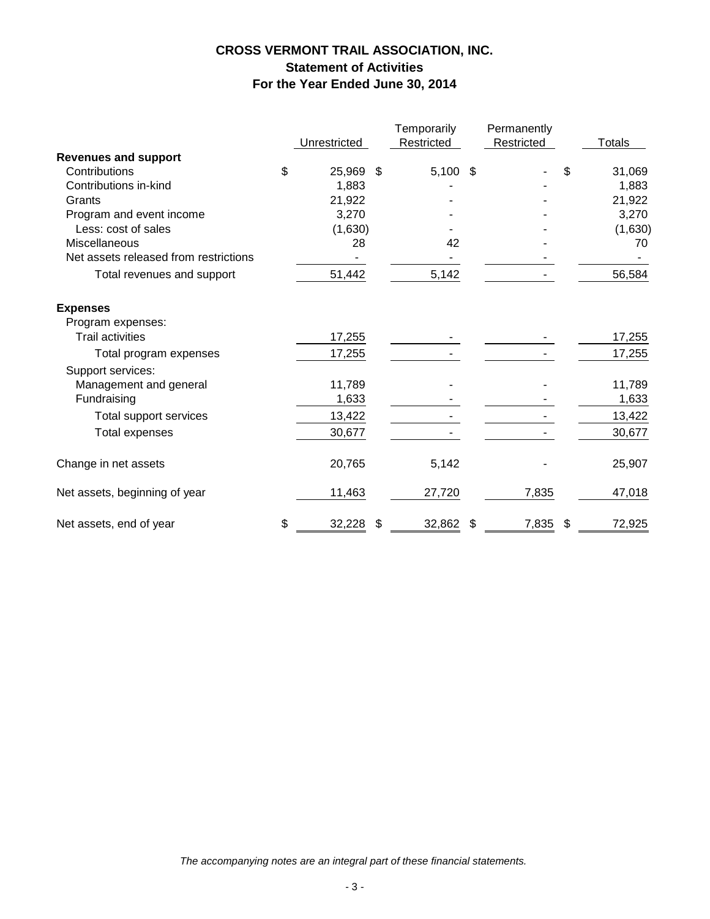# CROSS VERMONT TRAIL ASSOCIATION, INC.
## Statement of Activities
## For the Year Ended June 30, 2014

| | Unrestricted | Temporarily Restricted | Permanently Restricted | Totals |
|---|---|---|---|---|
| **Revenues and support** | | | | |
| Contributions | $ 25,969 | $ 5,100 | $ - | $ 31,069 |
| Contributions in-kind | 1,883 | - | - | 1,883 |
| Grants | 21,922 | - | - | 21,922 |
| Program and event income | 3,270 | - | - | 3,270 |
| Less: cost of sales | (1,630) | - | - | (1,630) |
| Miscellaneous | 28 | 42 | - | 70 |
| Net assets released from restrictions | - | - | - | - |
| Total revenues and support | 51,442 | 5,142 | - | 56,584 |
| **Expenses** | | | | |
| Program expenses: | | | | |
| Trail activities | 17,255 | - | - | 17,255 |
| Total program expenses | 17,255 | - | - | 17,255 |
| Support services: | | | | |
| Management and general | 11,789 | - | - | 11,789 |
| Fundraising | 1,633 | - | - | 1,633 |
| Total support services | 13,422 | - | - | 13,422 |
| Total expenses | 30,677 | - | - | 30,677 |
| Change in net assets | 20,765 | 5,142 | - | 25,907 |
| Net assets, beginning of year | 11,463 | 27,720 | 7,835 | 47,018 |
| Net assets, end of year | $ 32,228 | $ 32,862 | $ 7,835 | $ 72,925 |

*The accompanying notes are an integral part of these financial statements.*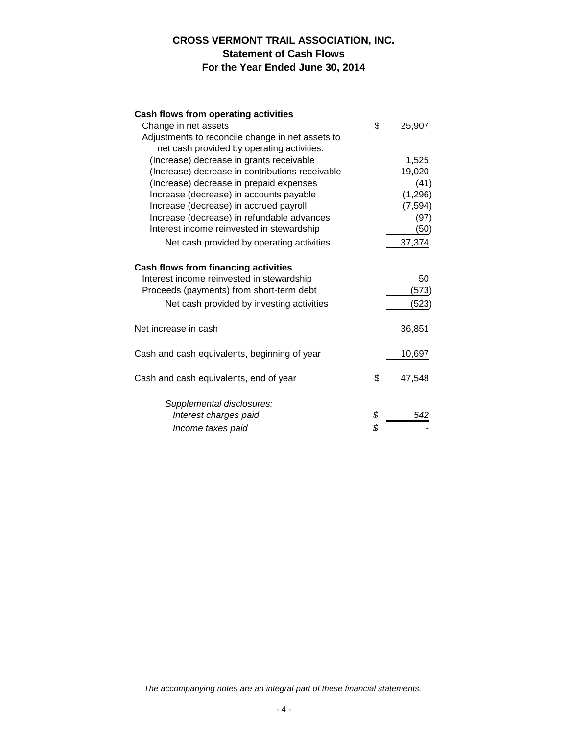# CROSS VERMONT TRAIL ASSOCIATION, INC.
## Statement of Cash Flows
## For the Year Ended June 30, 2014

| | | |
|---|---|---|
| **Cash flows from operating activities** | | |
| Change in net assets | $ | 25,907 |
| Adjustments to reconcile change in net assets to net cash provided by operating activities: | | |
| (Increase) decrease in grants receivable | | 1,525 |
| (Increase) decrease in contributions receivable | | 19,020 |
| (Increase) decrease in prepaid expenses | | (41) |
| Increase (decrease) in accounts payable | | (1,296) |
| Increase (decrease) in accrued payroll | | (7,594) |
| Increase (decrease) in refundable advances | | (97) |
| Interest income reinvested in stewardship | | (50) |
| Net cash provided by operating activities | | 37,374 |
| **Cash flows from financing activities** | | |
| Interest income reinvested in stewardship | | 50 |
| Proceeds (payments) from short-term debt | | (573) |
| Net cash provided by investing activities | | (523) |
| Net increase in cash | | 36,851 |
| Cash and cash equivalents, beginning of year | | 10,697 |
| Cash and cash equivalents, end of year | $ | 47,548 |
| *Supplemental disclosures:* | | |
| *Interest charges paid* | *$* | *542* |
| *Income taxes paid* | *$* | *-* |

*The accompanying notes are an integral part of these financial statements.*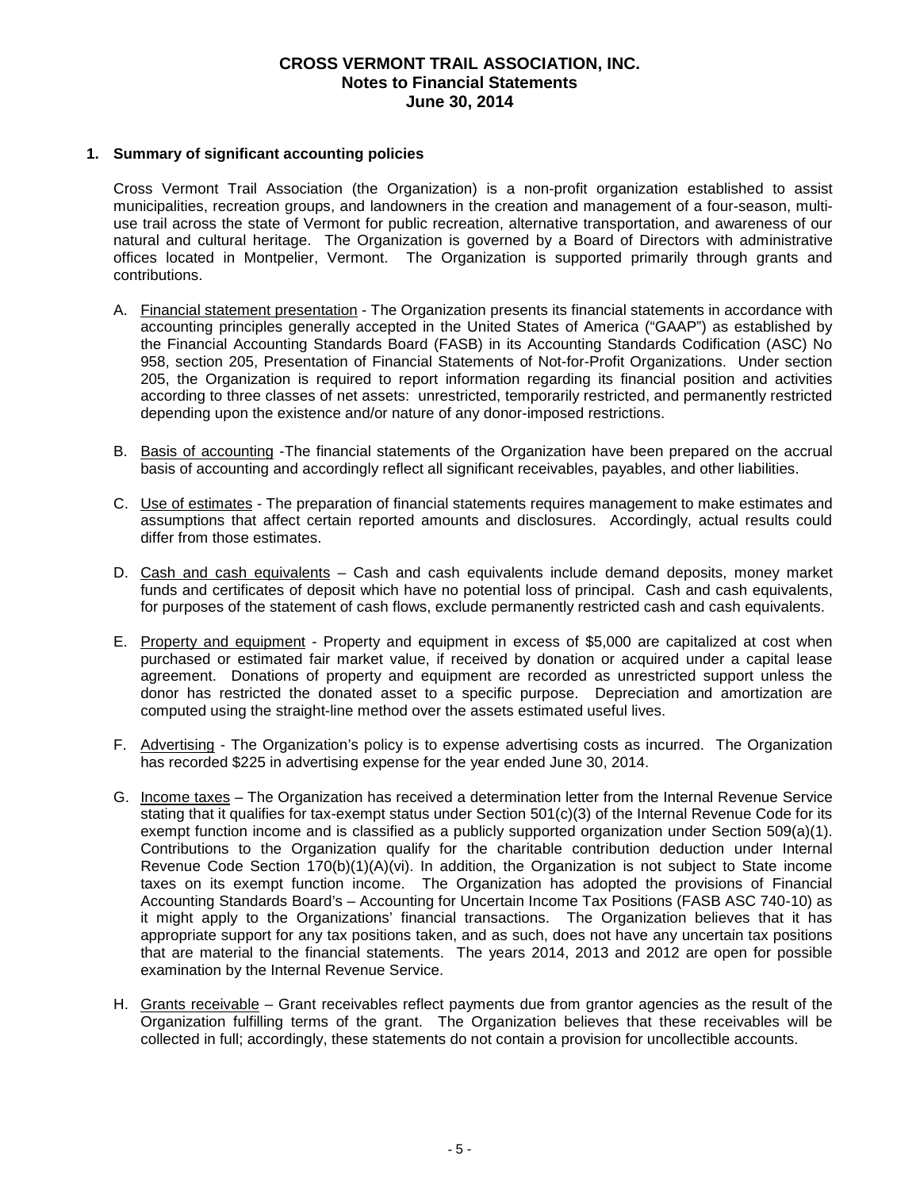**CROSS VERMONT TRAIL ASSOCIATION, INC.**
**Notes to Financial Statements**
**June 30, 2014**

## 1. Summary of significant accounting policies

Cross Vermont Trail Association (the Organization) is a non-profit organization established to assist municipalities, recreation groups, and landowners in the creation and management of a four-season, multi-use trail across the state of Vermont for public recreation, alternative transportation, and awareness of our natural and cultural heritage. The Organization is governed by a Board of Directors with administrative offices located in Montpelier, Vermont. The Organization is supported primarily through grants and contributions.

A. Financial statement presentation - The Organization presents its financial statements in accordance with accounting principles generally accepted in the United States of America ("GAAP") as established by the Financial Accounting Standards Board (FASB) in its Accounting Standards Codification (ASC) No 958, section 205, Presentation of Financial Statements of Not-for-Profit Organizations. Under section 205, the Organization is required to report information regarding its financial position and activities according to three classes of net assets: unrestricted, temporarily restricted, and permanently restricted depending upon the existence and/or nature of any donor-imposed restrictions.

B. Basis of accounting -The financial statements of the Organization have been prepared on the accrual basis of accounting and accordingly reflect all significant receivables, payables, and other liabilities.

C. Use of estimates - The preparation of financial statements requires management to make estimates and assumptions that affect certain reported amounts and disclosures. Accordingly, actual results could differ from those estimates.

D. Cash and cash equivalents – Cash and cash equivalents include demand deposits, money market funds and certificates of deposit which have no potential loss of principal. Cash and cash equivalents, for purposes of the statement of cash flows, exclude permanently restricted cash and cash equivalents.

E. Property and equipment - Property and equipment in excess of $5,000 are capitalized at cost when purchased or estimated fair market value, if received by donation or acquired under a capital lease agreement. Donations of property and equipment are recorded as unrestricted support unless the donor has restricted the donated asset to a specific purpose. Depreciation and amortization are computed using the straight-line method over the assets estimated useful lives.

F. Advertising - The Organization's policy is to expense advertising costs as incurred. The Organization has recorded $225 in advertising expense for the year ended June 30, 2014.

G. Income taxes – The Organization has received a determination letter from the Internal Revenue Service stating that it qualifies for tax-exempt status under Section 501(c)(3) of the Internal Revenue Code for its exempt function income and is classified as a publicly supported organization under Section 509(a)(1). Contributions to the Organization qualify for the charitable contribution deduction under Internal Revenue Code Section 170(b)(1)(A)(vi). In addition, the Organization is not subject to State income taxes on its exempt function income. The Organization has adopted the provisions of Financial Accounting Standards Board's – Accounting for Uncertain Income Tax Positions (FASB ASC 740-10) as it might apply to the Organizations' financial transactions. The Organization believes that it has appropriate support for any tax positions taken, and as such, does not have any uncertain tax positions that are material to the financial statements. The years 2014, 2013 and 2012 are open for possible examination by the Internal Revenue Service.

H. Grants receivable – Grant receivables reflect payments due from grantor agencies as the result of the Organization fulfilling terms of the grant. The Organization believes that these receivables will be collected in full; accordingly, these statements do not contain a provision for uncollectible accounts.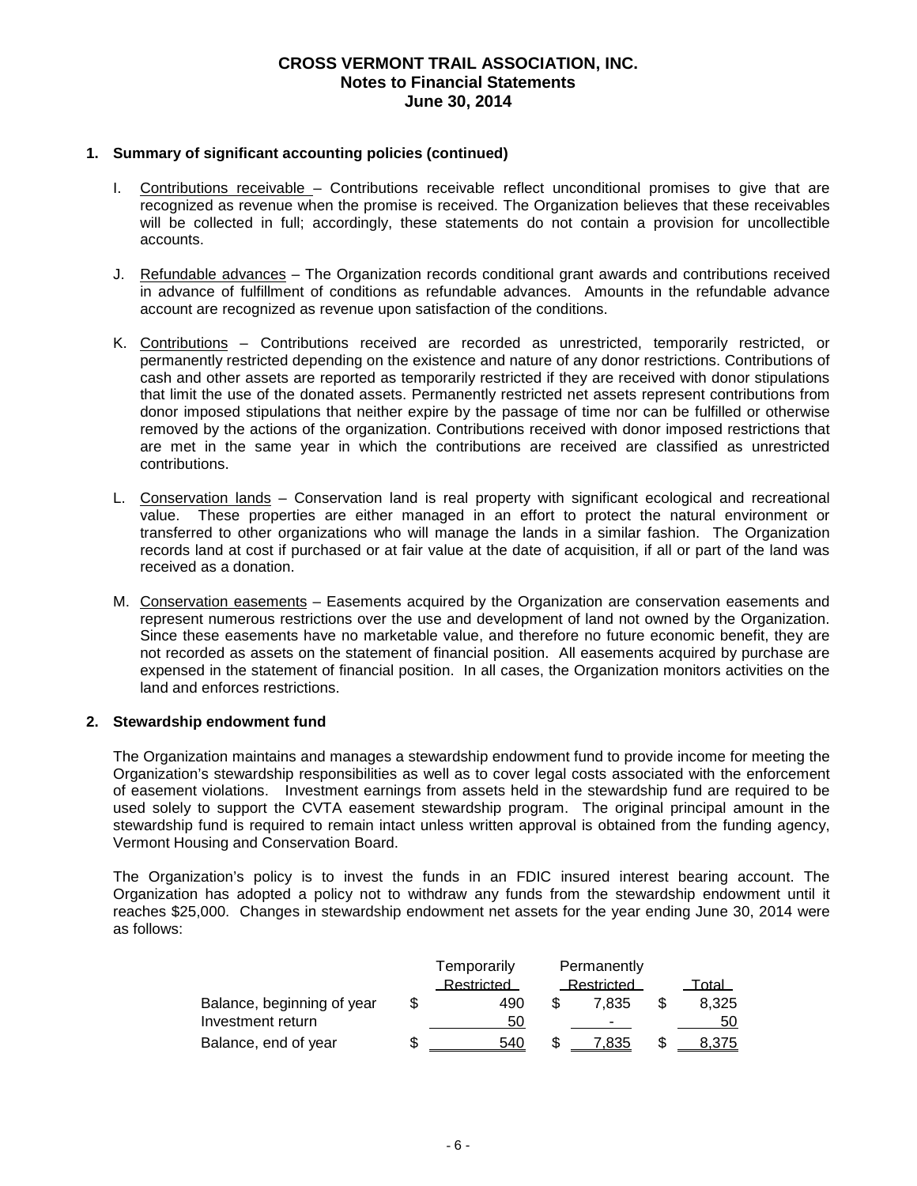# CROSS VERMONT TRAIL ASSOCIATION, INC.
## Notes to Financial Statements
### June 30, 2014

**1. Summary of significant accounting policies (continued)**

I. Contributions receivable – Contributions receivable reflect unconditional promises to give that are recognized as revenue when the promise is received. The Organization believes that these receivables will be collected in full; accordingly, these statements do not contain a provision for uncollectible accounts.

J. Refundable advances – The Organization records conditional grant awards and contributions received in advance of fulfillment of conditions as refundable advances. Amounts in the refundable advance account are recognized as revenue upon satisfaction of the conditions.

K. Contributions – Contributions received are recorded as unrestricted, temporarily restricted, or permanently restricted depending on the existence and nature of any donor restrictions. Contributions of cash and other assets are reported as temporarily restricted if they are received with donor stipulations that limit the use of the donated assets. Permanently restricted net assets represent contributions from donor imposed stipulations that neither expire by the passage of time nor can be fulfilled or otherwise removed by the actions of the organization. Contributions received with donor imposed restrictions that are met in the same year in which the contributions are received are classified as unrestricted contributions.

L. Conservation lands – Conservation land is real property with significant ecological and recreational value. These properties are either managed in an effort to protect the natural environment or transferred to other organizations who will manage the lands in a similar fashion. The Organization records land at cost if purchased or at fair value at the date of acquisition, if all or part of the land was received as a donation.

M. Conservation easements – Easements acquired by the Organization are conservation easements and represent numerous restrictions over the use and development of land not owned by the Organization. Since these easements have no marketable value, and therefore no future economic benefit, they are not recorded as assets on the statement of financial position. All easements acquired by purchase are expensed in the statement of financial position. In all cases, the Organization monitors activities on the land and enforces restrictions.

**2. Stewardship endowment fund**

The Organization maintains and manages a stewardship endowment fund to provide income for meeting the Organization's stewardship responsibilities as well as to cover legal costs associated with the enforcement of easement violations. Investment earnings from assets held in the stewardship fund are required to be used solely to support the CVTA easement stewardship program. The original principal amount in the stewardship fund is required to remain intact unless written approval is obtained from the funding agency, Vermont Housing and Conservation Board.

The Organization's policy is to invest the funds in an FDIC insured interest bearing account. The Organization has adopted a policy not to withdraw any funds from the stewardship endowment until it reaches $25,000. Changes in stewardship endowment net assets for the year ending June 30, 2014 were as follows:

| | Temporarily Restricted | Permanently Restricted | Total |
|---|---|---|---|
| Balance, beginning of year | $ 490 | $ 7,835 | $ 8,325 |
| Investment return | 50 | - | 50 |
| Balance, end of year | $ 540 | $ 7,835 | $ 8,375 |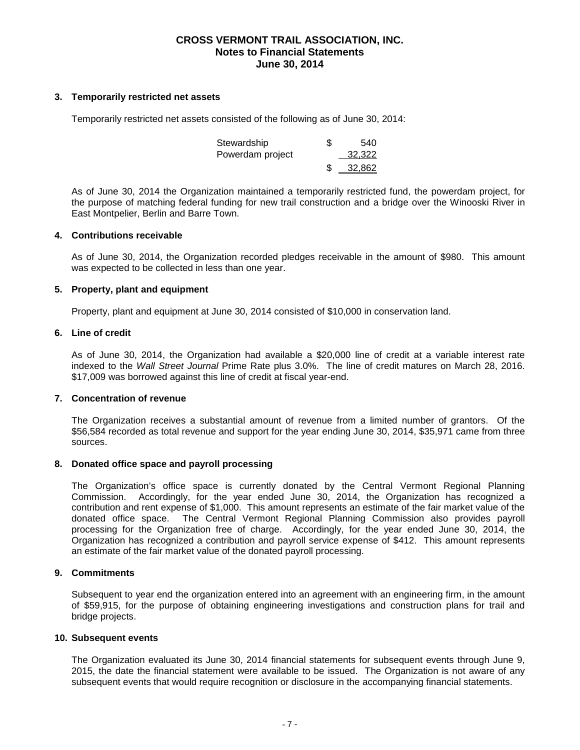# CROSS VERMONT TRAIL ASSOCIATION, INC.
## Notes to Financial Statements
## June 30, 2014

### 3. Temporarily restricted net assets

Temporarily restricted net assets consisted of the following as of June 30, 2014:

| | | |
|---|---|---|
| Stewardship | $ | 540 |
| Powerdam project | | 32,322 |
| | $ | 32,862 |

As of June 30, 2014 the Organization maintained a temporarily restricted fund, the powerdam project, for the purpose of matching federal funding for new trail construction and a bridge over the Winooski River in East Montpelier, Berlin and Barre Town.

### 4. Contributions receivable

As of June 30, 2014, the Organization recorded pledges receivable in the amount of $980. This amount was expected to be collected in less than one year.

### 5. Property, plant and equipment

Property, plant and equipment at June 30, 2014 consisted of $10,000 in conservation land.

### 6. Line of credit

As of June 30, 2014, the Organization had available a $20,000 line of credit at a variable interest rate indexed to the *Wall Street Journal* Prime Rate plus 3.0%. The line of credit matures on March 28, 2016. $17,009 was borrowed against this line of credit at fiscal year-end.

### 7. Concentration of revenue

The Organization receives a substantial amount of revenue from a limited number of grantors. Of the $56,584 recorded as total revenue and support for the year ending June 30, 2014, $35,971 came from three sources.

### 8. Donated office space and payroll processing

The Organization's office space is currently donated by the Central Vermont Regional Planning Commission. Accordingly, for the year ended June 30, 2014, the Organization has recognized a contribution and rent expense of $1,000. This amount represents an estimate of the fair market value of the donated office space. The Central Vermont Regional Planning Commission also provides payroll processing for the Organization free of charge. Accordingly, for the year ended June 30, 2014, the Organization has recognized a contribution and payroll service expense of $412. This amount represents an estimate of the fair market value of the donated payroll processing.

### 9. Commitments

Subsequent to year end the organization entered into an agreement with an engineering firm, in the amount of $59,915, for the purpose of obtaining engineering investigations and construction plans for trail and bridge projects.

### 10. Subsequent events

The Organization evaluated its June 30, 2014 financial statements for subsequent events through June 9, 2015, the date the financial statement were available to be issued. The Organization is not aware of any subsequent events that would require recognition or disclosure in the accompanying financial statements.